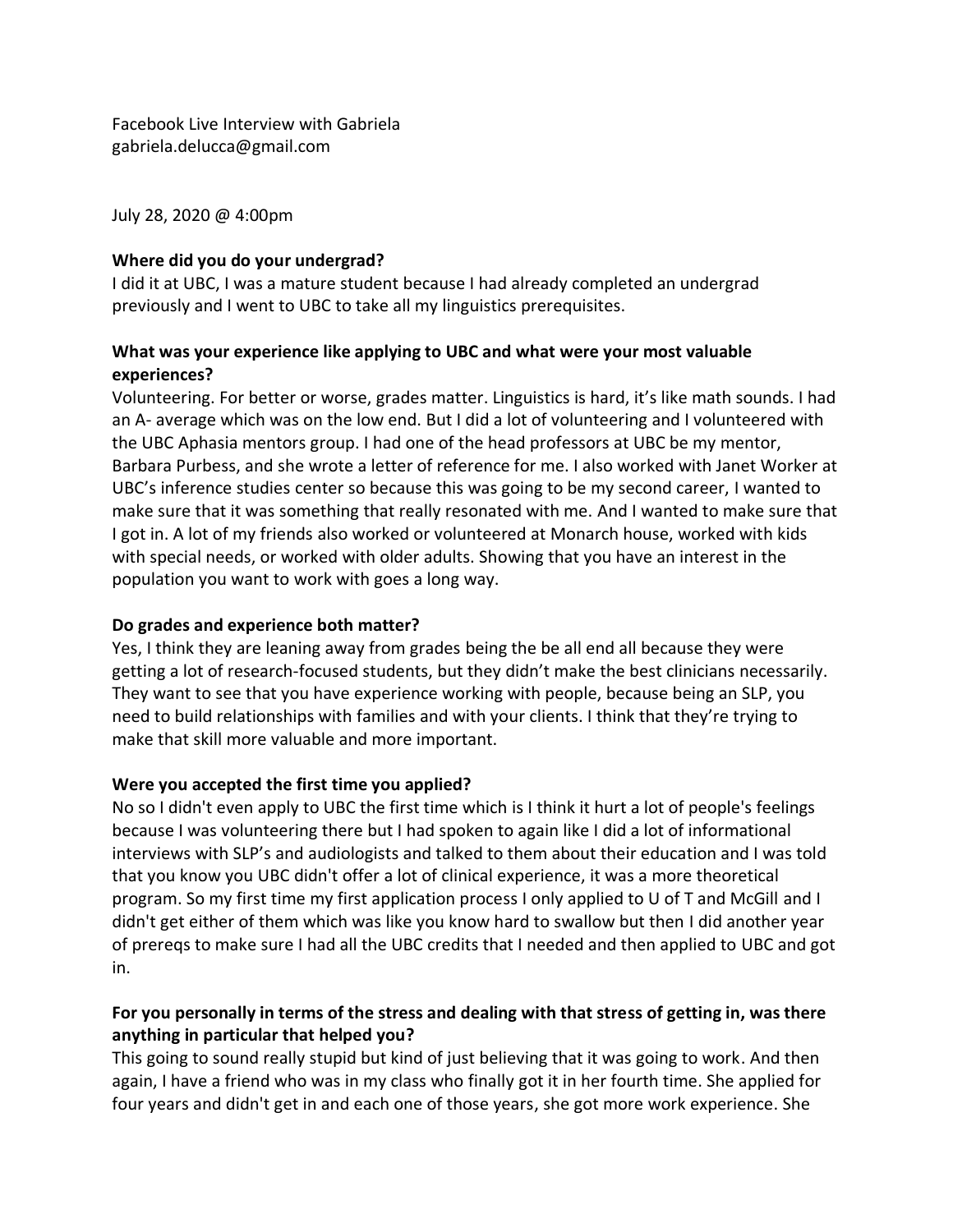Facebook Live Interview with Gabriela
gabriela.delucca@gmail.com

July 28, 2020 @ 4:00pm

**Where did you do your undergrad?**

I did it at UBC, I was a mature student because I had already completed an undergrad previously and I went to UBC to take all my linguistics prerequisites.

**What was your experience like applying to UBC and what were your most valuable experiences?**

Volunteering. For better or worse, grades matter. Linguistics is hard, it's like math sounds. I had an A- average which was on the low end. But I did a lot of volunteering and I volunteered with the UBC Aphasia mentors group. I had one of the head professors at UBC be my mentor, Barbara Purbess, and she wrote a letter of reference for me. I also worked with Janet Worker at UBC's inference studies center so because this was going to be my second career, I wanted to make sure that it was something that really resonated with me. And I wanted to make sure that I got in. A lot of my friends also worked or volunteered at Monarch house, worked with kids with special needs, or worked with older adults. Showing that you have an interest in the population you want to work with goes a long way.

**Do grades and experience both matter?**

Yes, I think they are leaning away from grades being the be all end all because they were getting a lot of research-focused students, but they didn't make the best clinicians necessarily. They want to see that you have experience working with people, because being an SLP, you need to build relationships with families and with your clients. I think that they're trying to make that skill more valuable and more important.

**Were you accepted the first time you applied?**

No so I didn't even apply to UBC the first time which is I think it hurt a lot of people's feelings because I was volunteering there but I had spoken to again like I did a lot of informational interviews with SLP's and audiologists and talked to them about their education and I was told that you know you UBC didn't offer a lot of clinical experience, it was a more theoretical program. So my first time my first application process I only applied to U of T and McGill and I didn't get either of them which was like you know hard to swallow but then I did another year of prereqs to make sure I had all the UBC credits that I needed and then applied to UBC and got in.

**For you personally in terms of the stress and dealing with that stress of getting in, was there anything in particular that helped you?**

This going to sound really stupid but kind of just believing that it was going to work. And then again, I have a friend who was in my class who finally got it in her fourth time. She applied for four years and didn't get in and each one of those years, she got more work experience. She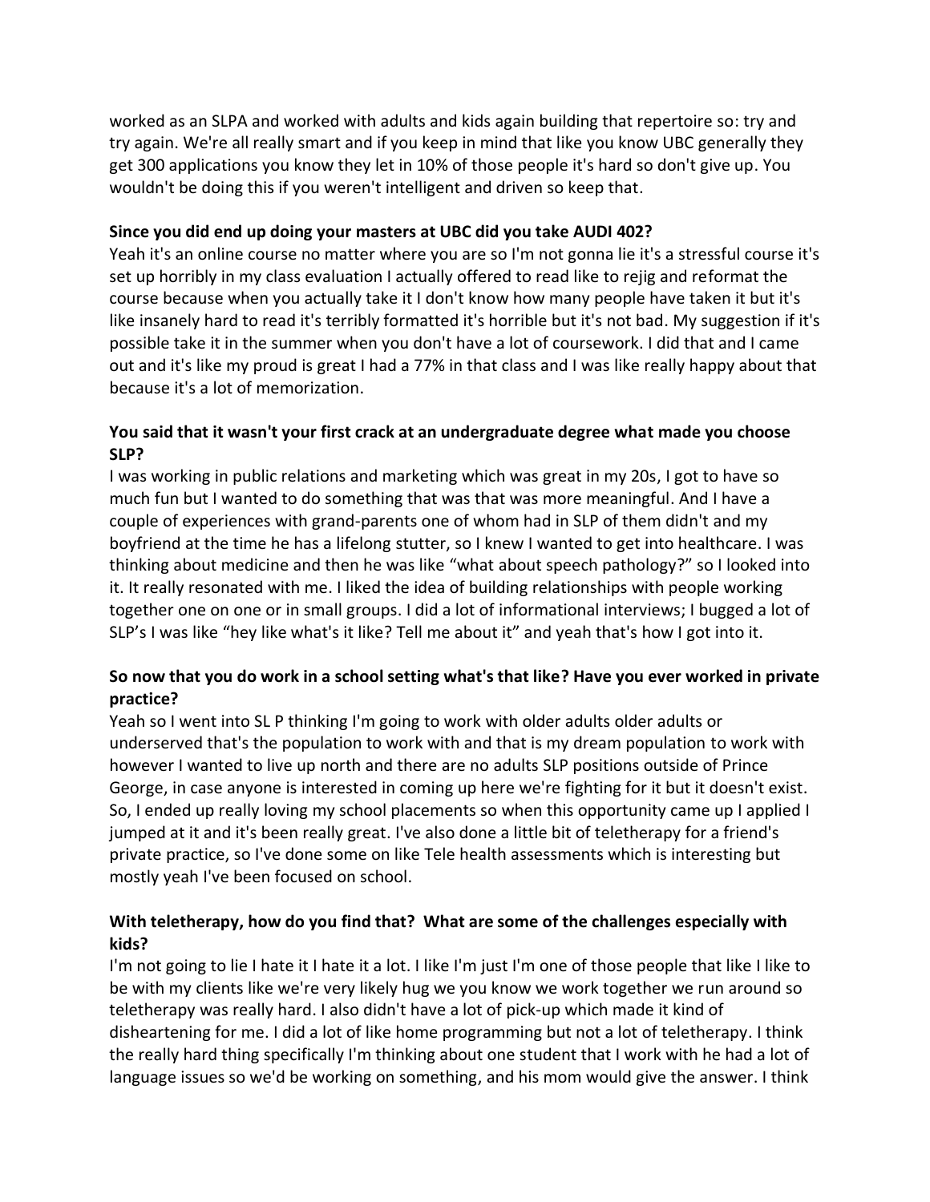worked as an SLPA and worked with adults and kids again building that repertoire so: try and try again. We're all really smart and if you keep in mind that like you know UBC generally they get 300 applications you know they let in 10% of those people it's hard so don't give up. You wouldn't be doing this if you weren't intelligent and driven so keep that.

**Since you did end up doing your masters at UBC did you take AUDI 402?**

Yeah it's an online course no matter where you are so I'm not gonna lie it's a stressful course it's set up horribly in my class evaluation I actually offered to read like to rejig and reformat the course because when you actually take it I don't know how many people have taken it but it's like insanely hard to read it's terribly formatted it's horrible but it's not bad. My suggestion if it's possible take it in the summer when you don't have a lot of coursework. I did that and I came out and it's like my proud is great I had a 77% in that class and I was like really happy about that because it's a lot of memorization.

**You said that it wasn't your first crack at an undergraduate degree what made you choose SLP?**

I was working in public relations and marketing which was great in my 20s, I got to have so much fun but I wanted to do something that was that was more meaningful. And I have a couple of experiences with grand-parents one of whom had in SLP of them didn't and my boyfriend at the time he has a lifelong stutter, so I knew I wanted to get into healthcare. I was thinking about medicine and then he was like "what about speech pathology?" so I looked into it. It really resonated with me. I liked the idea of building relationships with people working together one on one or in small groups. I did a lot of informational interviews; I bugged a lot of SLP's I was like "hey like what's it like? Tell me about it" and yeah that's how I got into it.

**So now that you do work in a school setting what's that like? Have you ever worked in private practice?**

Yeah so I went into SL P thinking I'm going to work with older adults older adults or underserved that's the population to work with and that is my dream population to work with however I wanted to live up north and there are no adults SLP positions outside of Prince George, in case anyone is interested in coming up here we're fighting for it but it doesn't exist. So, I ended up really loving my school placements so when this opportunity came up I applied I jumped at it and it's been really great. I've also done a little bit of teletherapy for a friend's private practice, so I've done some on like Tele health assessments which is interesting but mostly yeah I've been focused on school.

**With teletherapy, how do you find that? What are some of the challenges especially with kids?**

I'm not going to lie I hate it I hate it a lot. I like I'm just I'm one of those people that like I like to be with my clients like we're very likely hug we you know we work together we run around so teletherapy was really hard. I also didn't have a lot of pick-up which made it kind of disheartening for me. I did a lot of like home programming but not a lot of teletherapy. I think the really hard thing specifically I'm thinking about one student that I work with he had a lot of language issues so we'd be working on something, and his mom would give the answer. I think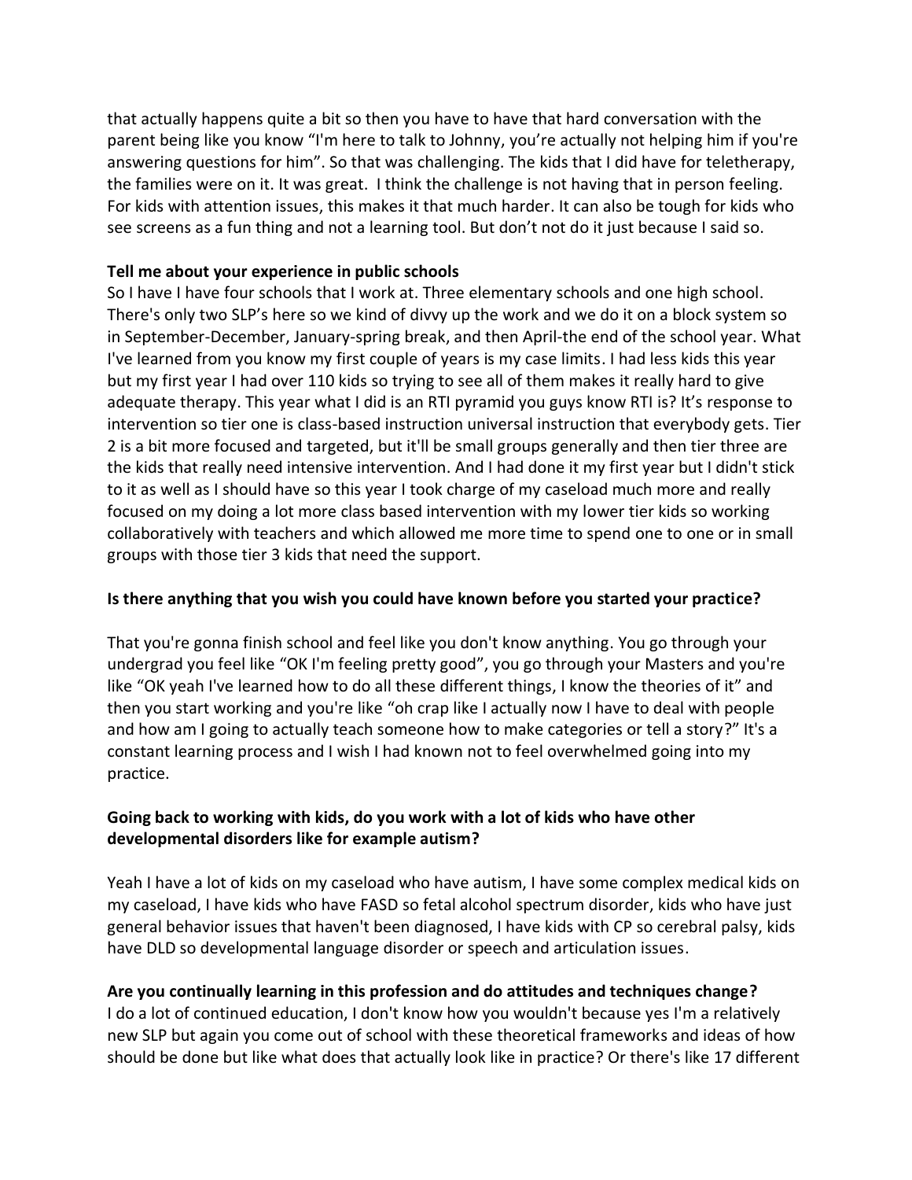that actually happens quite a bit so then you have to have that hard conversation with the parent being like you know "I'm here to talk to Johnny, you're actually not helping him if you're answering questions for him". So that was challenging. The kids that I did have for teletherapy, the families were on it. It was great. I think the challenge is not having that in person feeling. For kids with attention issues, this makes it that much harder. It can also be tough for kids who see screens as a fun thing and not a learning tool. But don't not do it just because I said so.

**Tell me about your experience in public schools**

So I have I have four schools that I work at. Three elementary schools and one high school. There's only two SLP's here so we kind of divvy up the work and we do it on a block system so in September-December, January-spring break, and then April-the end of the school year. What I've learned from you know my first couple of years is my case limits. I had less kids this year but my first year I had over 110 kids so trying to see all of them makes it really hard to give adequate therapy. This year what I did is an RTI pyramid you guys know RTI is? It's response to intervention so tier one is class-based instruction universal instruction that everybody gets. Tier 2 is a bit more focused and targeted, but it'll be small groups generally and then tier three are the kids that really need intensive intervention. And I had done it my first year but I didn't stick to it as well as I should have so this year I took charge of my caseload much more and really focused on my doing a lot more class based intervention with my lower tier kids so working collaboratively with teachers and which allowed me more time to spend one to one or in small groups with those tier 3 kids that need the support.

**Is there anything that you wish you could have known before you started your practice?**

That you're gonna finish school and feel like you don't know anything. You go through your undergrad you feel like "OK I'm feeling pretty good", you go through your Masters and you're like "OK yeah I've learned how to do all these different things, I know the theories of it" and then you start working and you're like "oh crap like I actually now I have to deal with people and how am I going to actually teach someone how to make categories or tell a story?" It's a constant learning process and I wish I had known not to feel overwhelmed going into my practice.

**Going back to working with kids, do you work with a lot of kids who have other developmental disorders like for example autism?**

Yeah I have a lot of kids on my caseload who have autism, I have some complex medical kids on my caseload, I have kids who have FASD so fetal alcohol spectrum disorder, kids who have just general behavior issues that haven't been diagnosed, I have kids with CP so cerebral palsy, kids have DLD so developmental language disorder or speech and articulation issues.

**Are you continually learning in this profession and do attitudes and techniques change?**

I do a lot of continued education, I don't know how you wouldn't because yes I'm a relatively new SLP but again you come out of school with these theoretical frameworks and ideas of how should be done but like what does that actually look like in practice? Or there's like 17 different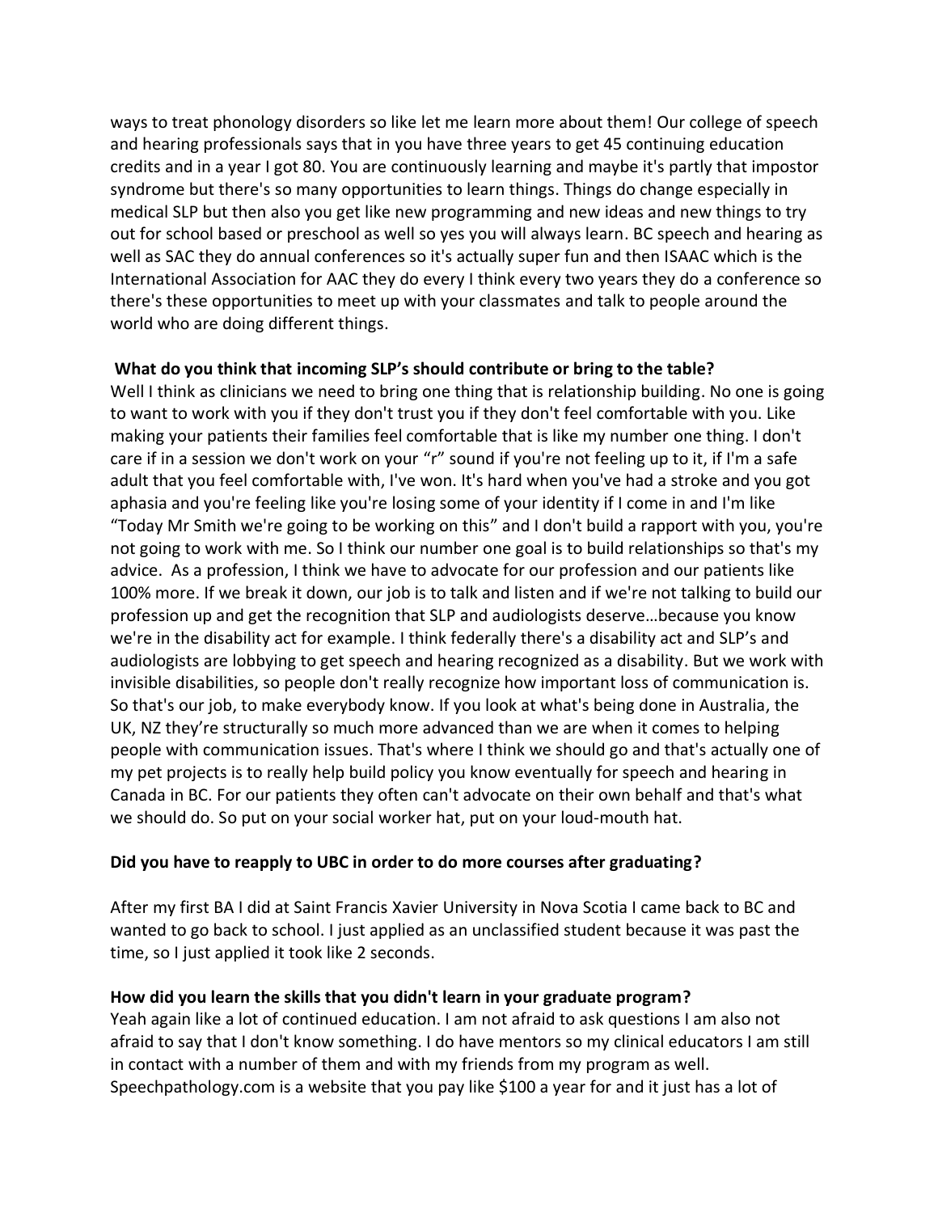ways to treat phonology disorders so like let me learn more about them! Our college of speech and hearing professionals says that in you have three years to get 45 continuing education credits and in a year I got 80. You are continuously learning and maybe it's partly that impostor syndrome but there's so many opportunities to learn things. Things do change especially in medical SLP but then also you get like new programming and new ideas and new things to try out for school based or preschool as well so yes you will always learn. BC speech and hearing as well as SAC they do annual conferences so it's actually super fun and then ISAAC which is the International Association for AAC they do every I think every two years they do a conference so there's these opportunities to meet up with your classmates and talk to people around the world who are doing different things.

**What do you think that incoming SLP's should contribute or bring to the table?**

Well I think as clinicians we need to bring one thing that is relationship building. No one is going to want to work with you if they don't trust you if they don't feel comfortable with you. Like making your patients their families feel comfortable that is like my number one thing. I don't care if in a session we don't work on your "r" sound if you're not feeling up to it, if I'm a safe adult that you feel comfortable with, I've won. It's hard when you've had a stroke and you got aphasia and you're feeling like you're losing some of your identity if I come in and I'm like "Today Mr Smith we're going to be working on this" and I don't build a rapport with you, you're not going to work with me. So I think our number one goal is to build relationships so that's my advice. As a profession, I think we have to advocate for our profession and our patients like 100% more. If we break it down, our job is to talk and listen and if we're not talking to build our profession up and get the recognition that SLP and audiologists deserve…because you know we're in the disability act for example. I think federally there's a disability act and SLP's and audiologists are lobbying to get speech and hearing recognized as a disability. But we work with invisible disabilities, so people don't really recognize how important loss of communication is. So that's our job, to make everybody know. If you look at what's being done in Australia, the UK, NZ they're structurally so much more advanced than we are when it comes to helping people with communication issues. That's where I think we should go and that's actually one of my pet projects is to really help build policy you know eventually for speech and hearing in Canada in BC. For our patients they often can't advocate on their own behalf and that's what we should do. So put on your social worker hat, put on your loud-mouth hat.

**Did you have to reapply to UBC in order to do more courses after graduating?**

After my first BA I did at Saint Francis Xavier University in Nova Scotia I came back to BC and wanted to go back to school. I just applied as an unclassified student because it was past the time, so I just applied it took like 2 seconds.

**How did you learn the skills that you didn't learn in your graduate program?**

Yeah again like a lot of continued education. I am not afraid to ask questions I am also not afraid to say that I don't know something. I do have mentors so my clinical educators I am still in contact with a number of them and with my friends from my program as well. Speechpathology.com is a website that you pay like $100 a year for and it just has a lot of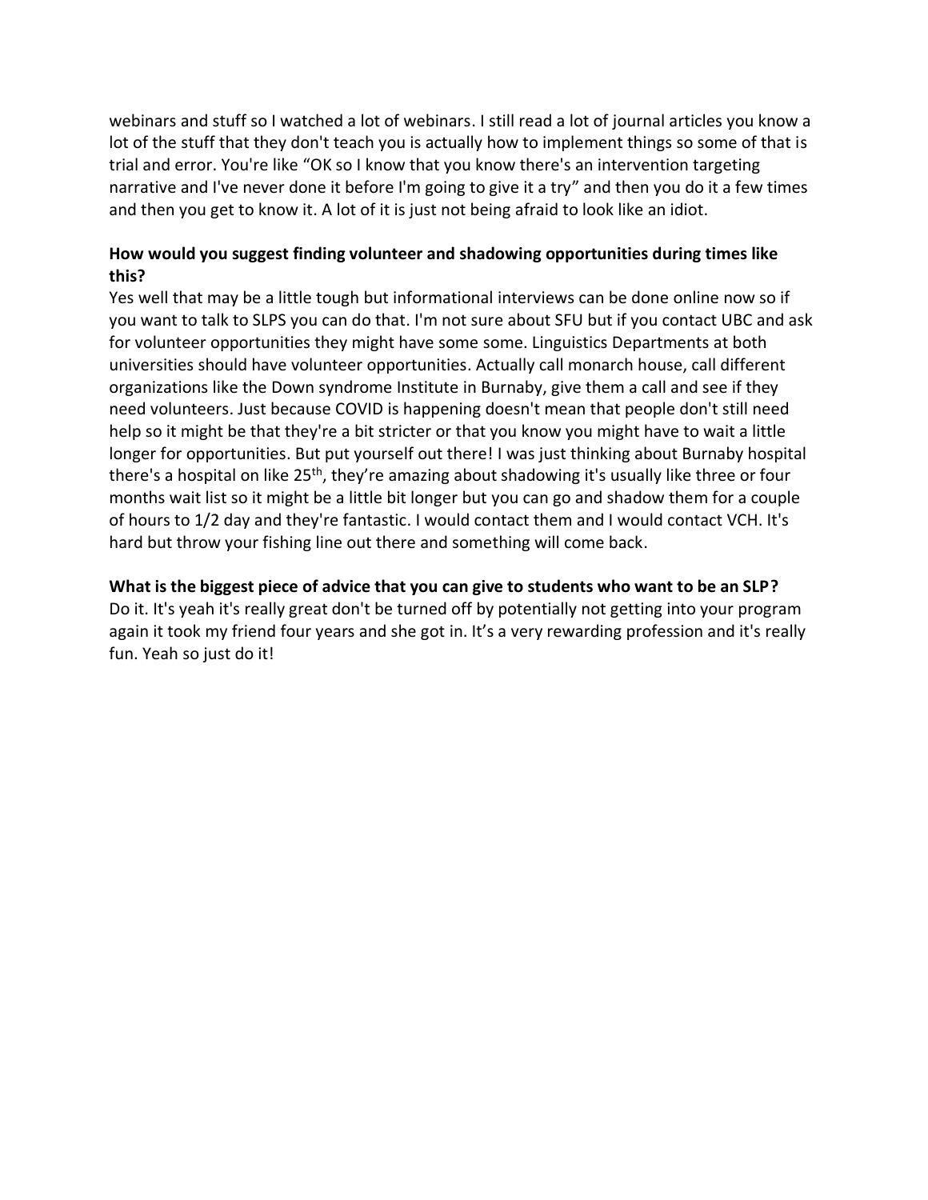webinars and stuff so I watched a lot of webinars. I still read a lot of journal articles you know a lot of the stuff that they don't teach you is actually how to implement things so some of that is trial and error. You're like "OK so I know that you know there's an intervention targeting narrative and I've never done it before I'm going to give it a try" and then you do it a few times and then you get to know it. A lot of it is just not being afraid to look like an idiot.

**How would you suggest finding volunteer and shadowing opportunities during times like this?**

Yes well that may be a little tough but informational interviews can be done online now so if you want to talk to SLPS you can do that. I'm not sure about SFU but if you contact UBC and ask for volunteer opportunities they might have some some. Linguistics Departments at both universities should have volunteer opportunities. Actually call monarch house, call different organizations like the Down syndrome Institute in Burnaby, give them a call and see if they need volunteers. Just because COVID is happening doesn't mean that people don't still need help so it might be that they're a bit stricter or that you know you might have to wait a little longer for opportunities. But put yourself out there! I was just thinking about Burnaby hospital there's a hospital on like 25th, they're amazing about shadowing it's usually like three or four months wait list so it might be a little bit longer but you can go and shadow them for a couple of hours to 1/2 day and they're fantastic. I would contact them and I would contact VCH. It's hard but throw your fishing line out there and something will come back.

**What is the biggest piece of advice that you can give to students who want to be an SLP?**

Do it. It's yeah it's really great don't be turned off by potentially not getting into your program again it took my friend four years and she got in. It's a very rewarding profession and it's really fun. Yeah so just do it!